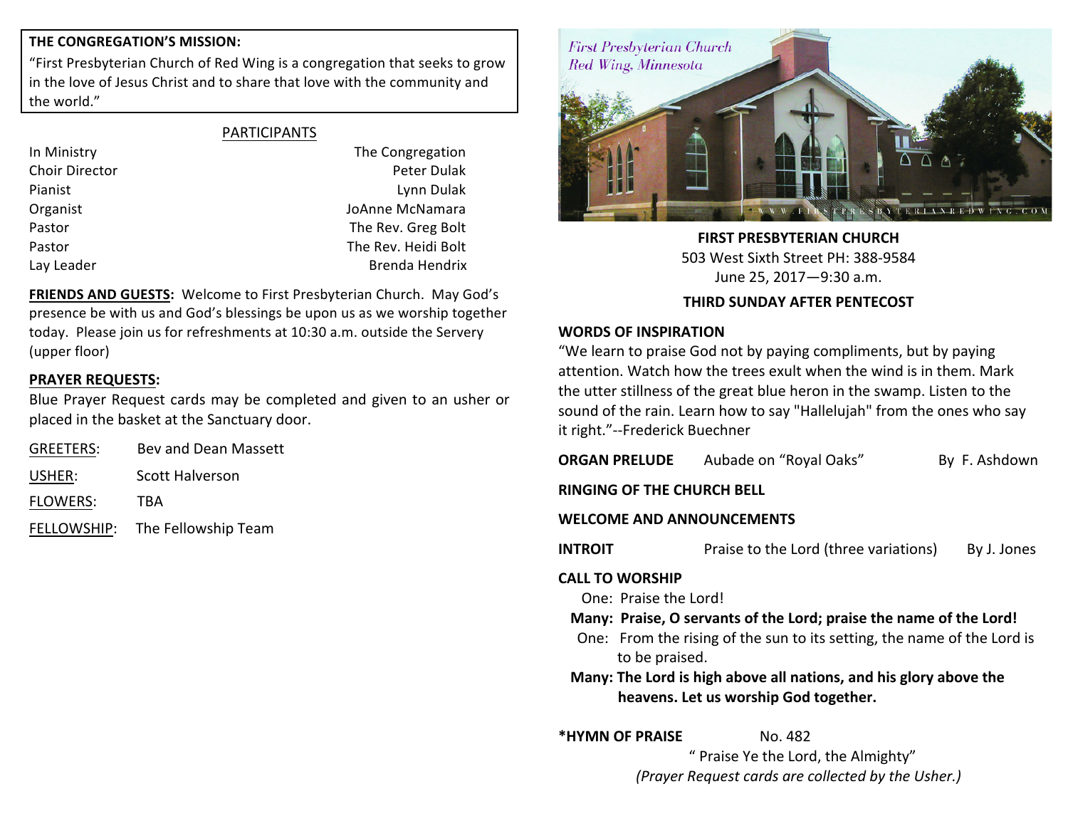**THE CONGREGATION'S MISSION:**
"First Presbyterian Church of Red Wing is a congregation that seeks to grow in the love of Jesus Christ and to share that love with the community and the world."

## PARTICIPANTS

| | |
|---|---|
| In Ministry | The Congregation |
| Choir Director | Peter Dulak |
| Pianist | Lynn Dulak |
| Organist | JoAnne McNamara |
| Pastor | The Rev. Greg Bolt |
| Pastor | The Rev. Heidi Bolt |
| Lay Leader | Brenda Hendrix |

**FRIENDS AND GUESTS:** Welcome to First Presbyterian Church. May God's presence be with us and God's blessings be upon us as we worship together today. Please join us for refreshments at 10:30 a.m. outside the Servery (upper floor)

**PRAYER REQUESTS:**
Blue Prayer Request cards may be completed and given to an usher or placed in the basket at the Sanctuary door.

GREETERS: Bev and Dean Massett

USHER: Scott Halverson

FLOWERS: TBA

FELLOWSHIP: The Fellowship Team

First Presbyterian Church
Red Wing, Minnesota

WWW.FIRSTPRESBYTERIANREDWING.COM

**FIRST PRESBYTERIAN CHURCH**
503 West Sixth Street PH: 388-9584
June 25, 2017—9:30 a.m.

**THIRD SUNDAY AFTER PENTECOST**

**WORDS OF INSPIRATION**
"We learn to praise God not by paying compliments, but by paying attention. Watch how the trees exult when the wind is in them. Mark the utter stillness of the great blue heron in the swamp. Listen to the sound of the rain. Learn how to say "Hallelujah" from the ones who say it right."--Frederick Buechner

**ORGAN PRELUDE** Aubade on "Royal Oaks" By F. Ashdown

**RINGING OF THE CHURCH BELL**

**WELCOME AND ANNOUNCEMENTS**

**INTROIT** Praise to the Lord (three variations) By J. Jones

**CALL TO WORSHIP**
One: Praise the Lord!
**Many: Praise, O servants of the Lord; praise the name of the Lord!**
One: From the rising of the sun to its setting, the name of the Lord is to be praised.
**Many: The Lord is high above all nations, and his glory above the heavens. Let us worship God together.**

**\*HYMN OF PRAISE** No. 482
" Praise Ye the Lord, the Almighty"
*(Prayer Request cards are collected by the Usher.)*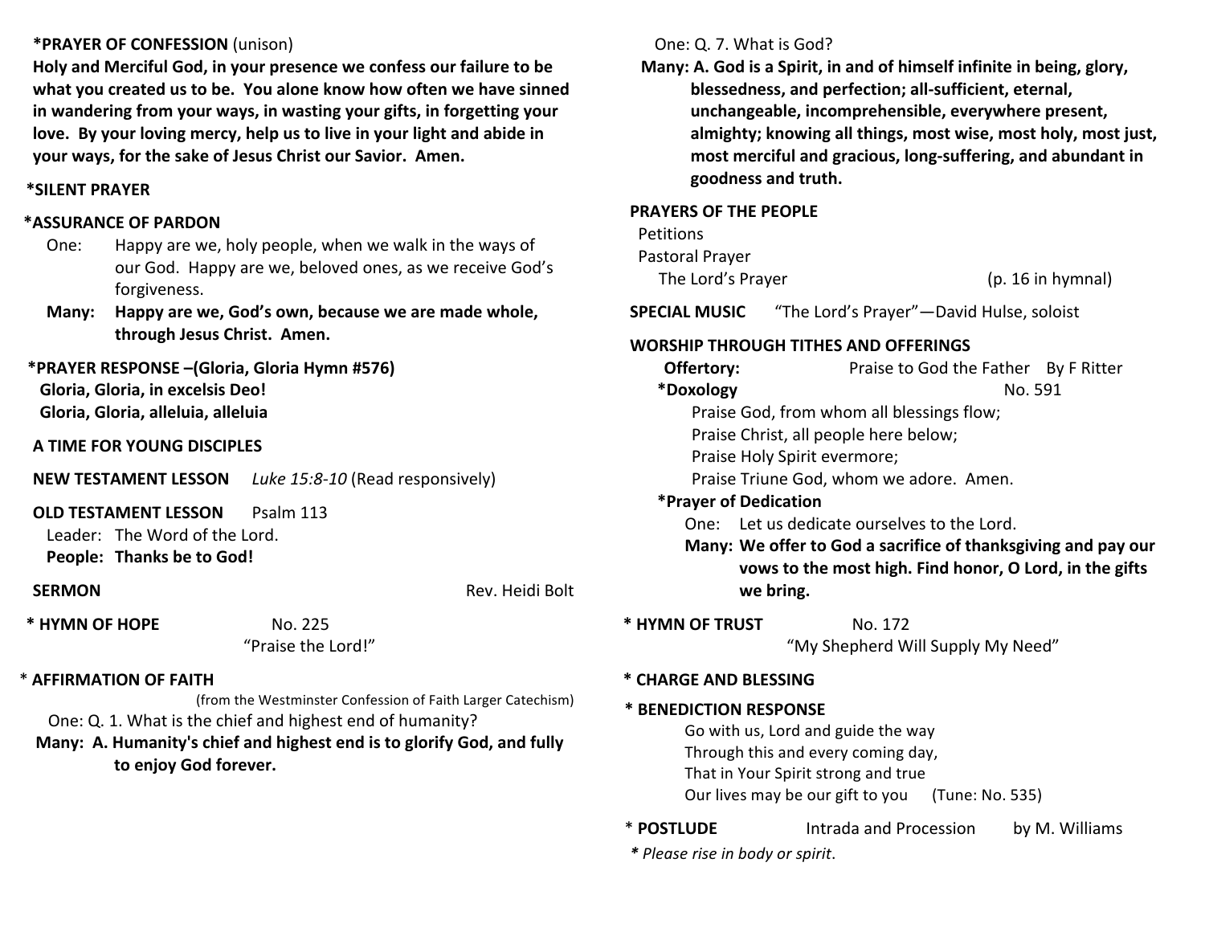**\*PRAYER OF CONFESSION** (unison)

**Holy and Merciful God, in your presence we confess our failure to be what you created us to be. You alone know how often we have sinned in wandering from your ways, in wasting your gifts, in forgetting your love. By your loving mercy, help us to live in your light and abide in your ways, for the sake of Jesus Christ our Savior. Amen.**

**\*SILENT PRAYER**

**\*ASSURANCE OF PARDON**

One: Happy are we, holy people, when we walk in the ways of our God. Happy are we, beloved ones, as we receive God's forgiveness.

**Many: Happy are we, God's own, because we are made whole, through Jesus Christ. Amen.**

**\*PRAYER RESPONSE –(Gloria, Gloria Hymn #576)**

**Gloria, Gloria, in excelsis Deo!**
**Gloria, Gloria, alleluia, alleluia**

**A TIME FOR YOUNG DISCIPLES**

**NEW TESTAMENT LESSON** *Luke 15:8-10* (Read responsively)

**OLD TESTAMENT LESSON** Psalm 113

Leader: The Word of the Lord.
**People: Thanks be to God!**

**SERMON** Rev. Heidi Bolt

**\* HYMN OF HOPE** No. 225
"Praise the Lord!"

\* **AFFIRMATION OF FAITH**
(from the Westminster Confession of Faith Larger Catechism)

One: Q. 1. What is the chief and highest end of humanity?

**Many: A. Humanity's chief and highest end is to glorify God, and fully to enjoy God forever.**

One: Q. 7. What is God?

**Many: A. God is a Spirit, in and of himself infinite in being, glory, blessedness, and perfection; all-sufficient, eternal, unchangeable, incomprehensible, everywhere present, almighty; knowing all things, most wise, most holy, most just, most merciful and gracious, long-suffering, and abundant in goodness and truth.**

**PRAYERS OF THE PEOPLE**

Petitions
Pastoral Prayer
The Lord's Prayer (p. 16 in hymnal)

**SPECIAL MUSIC** "The Lord's Prayer"—David Hulse, soloist

**WORSHIP THROUGH TITHES AND OFFERINGS**

**Offertory:** Praise to God the Father By F Ritter

**\*Doxology** No. 591

Praise God, from whom all blessings flow;
Praise Christ, all people here below;
Praise Holy Spirit evermore;
Praise Triune God, whom we adore. Amen.

**\*Prayer of Dedication**

One: Let us dedicate ourselves to the Lord.
**Many: We offer to God a sacrifice of thanksgiving and pay our vows to the most high. Find honor, O Lord, in the gifts we bring.**

**\* HYMN OF TRUST** No. 172
"My Shepherd Will Supply My Need"

**\* CHARGE AND BLESSING**

**\* BENEDICTION RESPONSE**

Go with us, Lord and guide the way
Through this and every coming day,
That in Your Spirit strong and true
Our lives may be our gift to you (Tune: No. 535)

\* **POSTLUDE** Intrada and Procession by M. Williams

***\* Please rise in body or spirit.***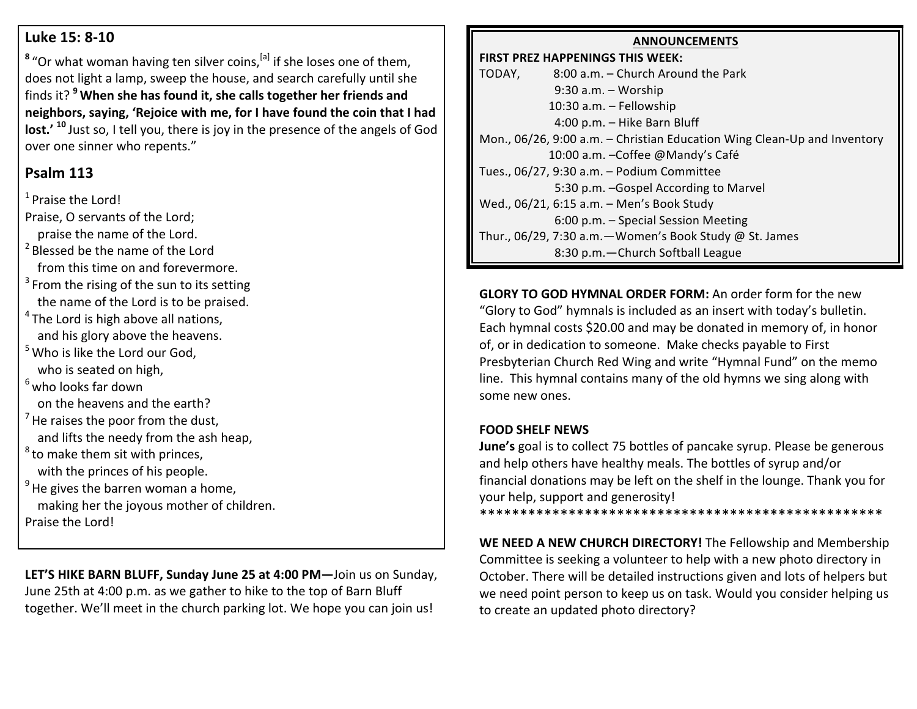## Luke 15: 8-10

[8] "Or what woman having ten silver coins,[a] if she loses one of them, does not light a lamp, sweep the house, and search carefully until she finds it? [9] **When she has found it, she calls together her friends and neighbors, saying, 'Rejoice with me, for I have found the coin that I had lost.'** [10] Just so, I tell you, there is joy in the presence of the angels of God over one sinner who repents."

## Psalm 113

[1] Praise the Lord!
Praise, O servants of the Lord;
praise the name of the Lord.
[2] Blessed be the name of the Lord
from this time on and forevermore.
[3] From the rising of the sun to its setting
the name of the Lord is to be praised.
[4] The Lord is high above all nations,
and his glory above the heavens.
[5] Who is like the Lord our God,
who is seated on high,
[6] who looks far down
on the heavens and the earth?
[7] He raises the poor from the dust,
and lifts the needy from the ash heap,
[8] to make them sit with princes,
with the princes of his people.
[9] He gives the barren woman a home,
making her the joyous mother of children.
Praise the Lord!

**LET'S HIKE BARN BLUFF, Sunday June 25 at 4:00 PM—**Join us on Sunday, June 25th at 4:00 p.m. as we gather to hike to the top of Barn Bluff together. We'll meet in the church parking lot. We hope you can join us!

## ANNOUNCEMENTS

**FIRST PREZ HAPPENINGS THIS WEEK:**

TODAY, 8:00 a.m. – Church Around the Park
9:30 a.m. – Worship
10:30 a.m. – Fellowship
4:00 p.m. – Hike Barn Bluff
Mon., 06/26, 9:00 a.m. – Christian Education Wing Clean-Up and Inventory
10:00 a.m. –Coffee @Mandy's Café
Tues., 06/27, 9:30 a.m. – Podium Committee
5:30 p.m. –Gospel According to Marvel
Wed., 06/21, 6:15 a.m. – Men's Book Study
6:00 p.m. – Special Session Meeting
Thur., 06/29, 7:30 a.m.—Women's Book Study @ St. James
8:30 p.m.—Church Softball League

**GLORY TO GOD HYMNAL ORDER FORM:** An order form for the new "Glory to God" hymnals is included as an insert with today's bulletin. Each hymnal costs $20.00 and may be donated in memory of, in honor of, or in dedication to someone. Make checks payable to First Presbyterian Church Red Wing and write "Hymnal Fund" on the memo line. This hymnal contains many of the old hymns we sing along with some new ones.

**FOOD SHELF NEWS**

**June's** goal is to collect 75 bottles of pancake syrup. Please be generous and help others have healthy meals. The bottles of syrup and/or financial donations may be left on the shelf in the lounge. Thank you for your help, support and generosity!

***************************************************

**WE NEED A NEW CHURCH DIRECTORY!** The Fellowship and Membership Committee is seeking a volunteer to help with a new photo directory in October. There will be detailed instructions given and lots of helpers but we need point person to keep us on task. Would you consider helping us to create an updated photo directory?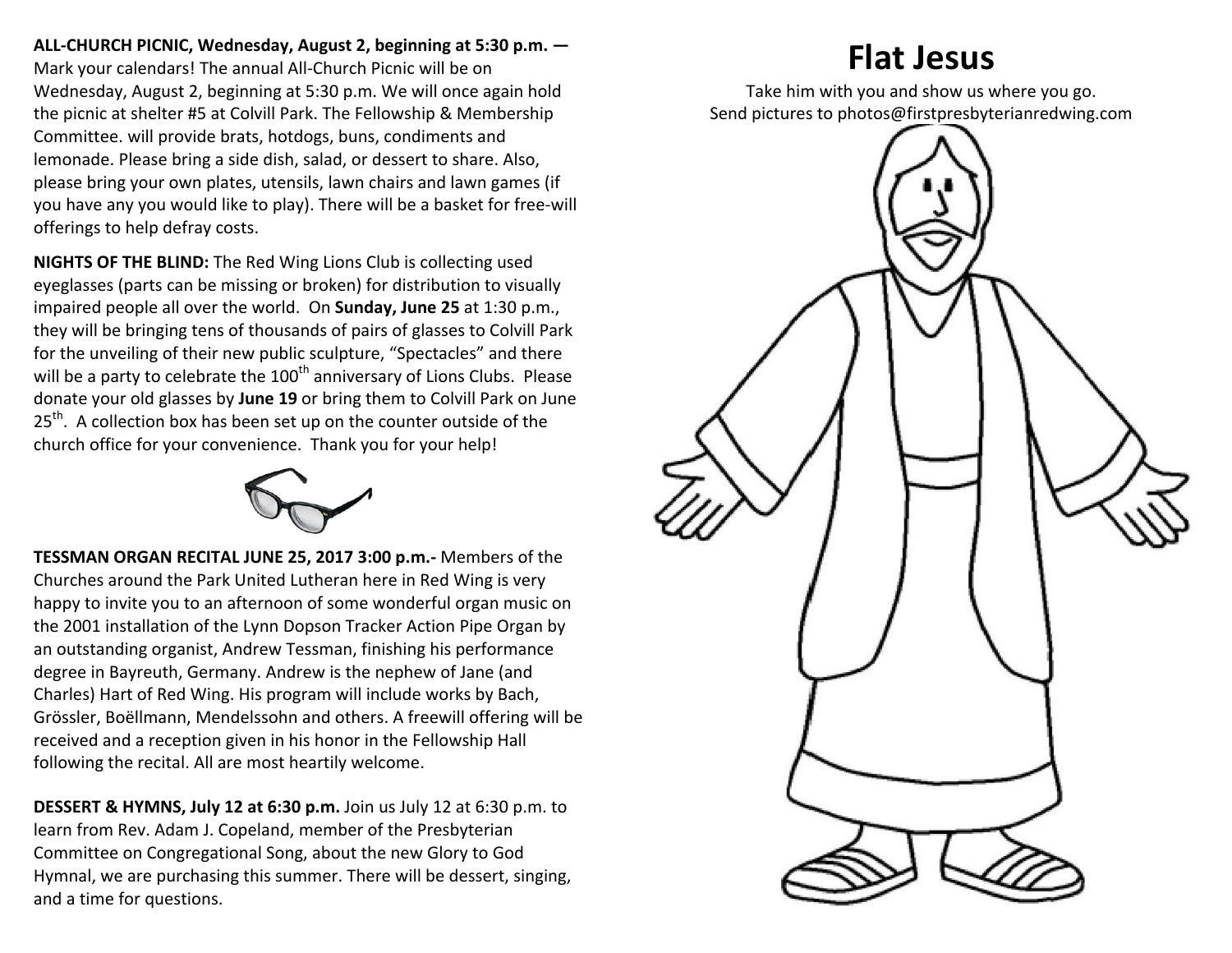**ALL-CHURCH PICNIC, Wednesday, August 2, beginning at 5:30 p.m. —** Mark your calendars! The annual All-Church Picnic will be on Wednesday, August 2, beginning at 5:30 p.m. We will once again hold the picnic at shelter #5 at Colvill Park. The Fellowship & Membership Committee. will provide brats, hotdogs, buns, condiments and lemonade. Please bring a side dish, salad, or dessert to share. Also, please bring your own plates, utensils, lawn chairs and lawn games (if you have any you would like to play). There will be a basket for free-will offerings to help defray costs.

**NIGHTS OF THE BLIND:** The Red Wing Lions Club is collecting used eyeglasses (parts can be missing or broken) for distribution to visually impaired people all over the world. On **Sunday, June 25** at 1:30 p.m., they will be bringing tens of thousands of pairs of glasses to Colvill Park for the unveiling of their new public sculpture, "Spectacles" and there will be a party to celebrate the 100th anniversary of Lions Clubs. Please donate your old glasses by **June 19** or bring them to Colvill Park on June 25th. A collection box has been set up on the counter outside of the church office for your convenience. Thank you for your help!

**TESSMAN ORGAN RECITAL JUNE 25, 2017 3:00 p.m.-** Members of the Churches around the Park United Lutheran here in Red Wing is very happy to invite you to an afternoon of some wonderful organ music on the 2001 installation of the Lynn Dopson Tracker Action Pipe Organ by an outstanding organist, Andrew Tessman, finishing his performance degree in Bayreuth, Germany. Andrew is the nephew of Jane (and Charles) Hart of Red Wing. His program will include works by Bach, Grössler, Boëllmann, Mendelssohn and others. A freewill offering will be received and a reception given in his honor in the Fellowship Hall following the recital. All are most heartily welcome.

**DESSERT & HYMNS, July 12 at 6:30 p.m.** Join us July 12 at 6:30 p.m. to learn from Rev. Adam J. Copeland, member of the Presbyterian Committee on Congregational Song, about the new Glory to God Hymnal, we are purchasing this summer. There will be dessert, singing, and a time for questions.

# Flat Jesus

Take him with you and show us where you go.
Send pictures to photos@firstpresbyterianredwing.com